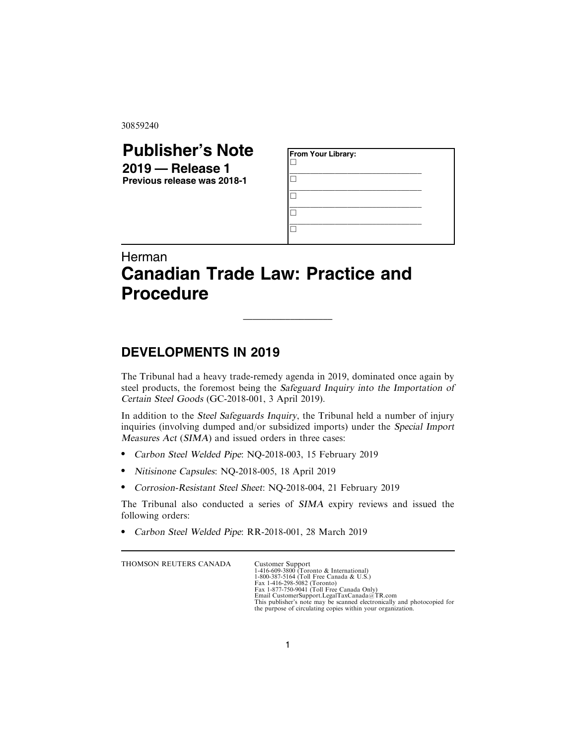30859240

# Publisher's Note

**2019 — Release 1**
**Previous release was 2018-1**

**From Your Library:**

☐ ______________________________

☐ ______________________________

☐ ______________________________

☐ ______________________________

☐

Herman

# Canadian Trade Law: Practice and Procedure

---

## DEVELOPMENTS IN 2019

The Tribunal had a heavy trade-remedy agenda in 2019, dominated once again by steel products, the foremost being the *Safeguard Inquiry into the Importation of Certain Steel Goods* (GC-2018-001, 3 April 2019).

In addition to the *Steel Safeguards Inquiry*, the Tribunal held a number of injury inquiries (involving dumped and/or subsidized imports) under the *Special Import Measures Act* (*SIMA*) and issued orders in three cases:

- *Carbon Steel Welded Pipe*: NQ-2018-003, 15 February 2019
- *Nitisinone Capsules*: NQ-2018-005, 18 April 2019
- *Corrosion-Resistant Steel Sheet*: NQ-2018-004, 21 February 2019

The Tribunal also conducted a series of *SIMA* expiry reviews and issued the following orders:

- *Carbon Steel Welded Pipe*: RR-2018-001, 28 March 2019

---

THOMSON REUTERS CANADA

Customer Support
1-416-609-3800 (Toronto & International)
1-800-387-5164 (Toll Free Canada & U.S.)
Fax 1-416-298-5082 (Toronto)
Fax 1-877-750-9041 (Toll Free Canada Only)
Email CustomerSupport.LegalTaxCanada@TR.com
This publisher's note may be scanned electronically and photocopied for the purpose of circulating copies within your organization.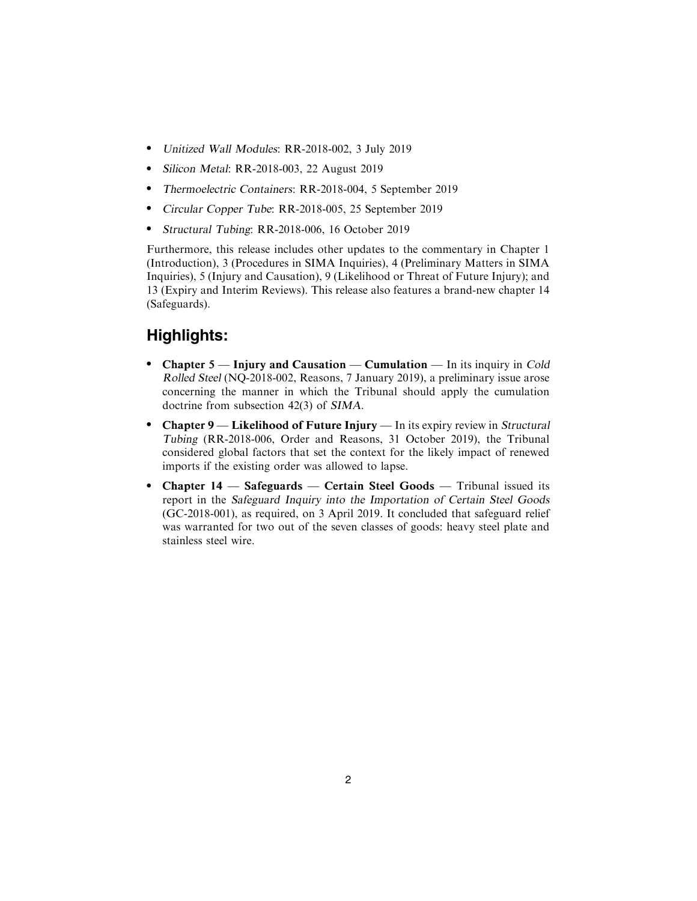- *Unitized Wall Modules*: RR-2018-002, 3 July 2019
- *Silicon Metal*: RR-2018-003, 22 August 2019
- *Thermoelectric Containers*: RR-2018-004, 5 September 2019
- *Circular Copper Tube*: RR-2018-005, 25 September 2019
- *Structural Tubing*: RR-2018-006, 16 October 2019

Furthermore, this release includes other updates to the commentary in Chapter 1 (Introduction), 3 (Procedures in SIMA Inquiries), 4 (Preliminary Matters in SIMA Inquiries), 5 (Injury and Causation), 9 (Likelihood or Threat of Future Injury); and 13 (Expiry and Interim Reviews). This release also features a brand-new chapter 14 (Safeguards).

## Highlights:

- **Chapter 5** — **Injury and Causation** — **Cumulation** — In its inquiry in *Cold Rolled Steel* (NQ-2018-002, Reasons, 7 January 2019), a preliminary issue arose concerning the manner in which the Tribunal should apply the cumulation doctrine from subsection 42(3) of *SIMA*.
- **Chapter 9** — **Likelihood of Future Injury** — In its expiry review in *Structural Tubing* (RR-2018-006, Order and Reasons, 31 October 2019), the Tribunal considered global factors that set the context for the likely impact of renewed imports if the existing order was allowed to lapse.
- **Chapter 14** — **Safeguards** — **Certain Steel Goods** — Tribunal issued its report in the *Safeguard Inquiry into the Importation of Certain Steel Goods* (GC-2018-001), as required, on 3 April 2019. It concluded that safeguard relief was warranted for two out of the seven classes of goods: heavy steel plate and stainless steel wire.